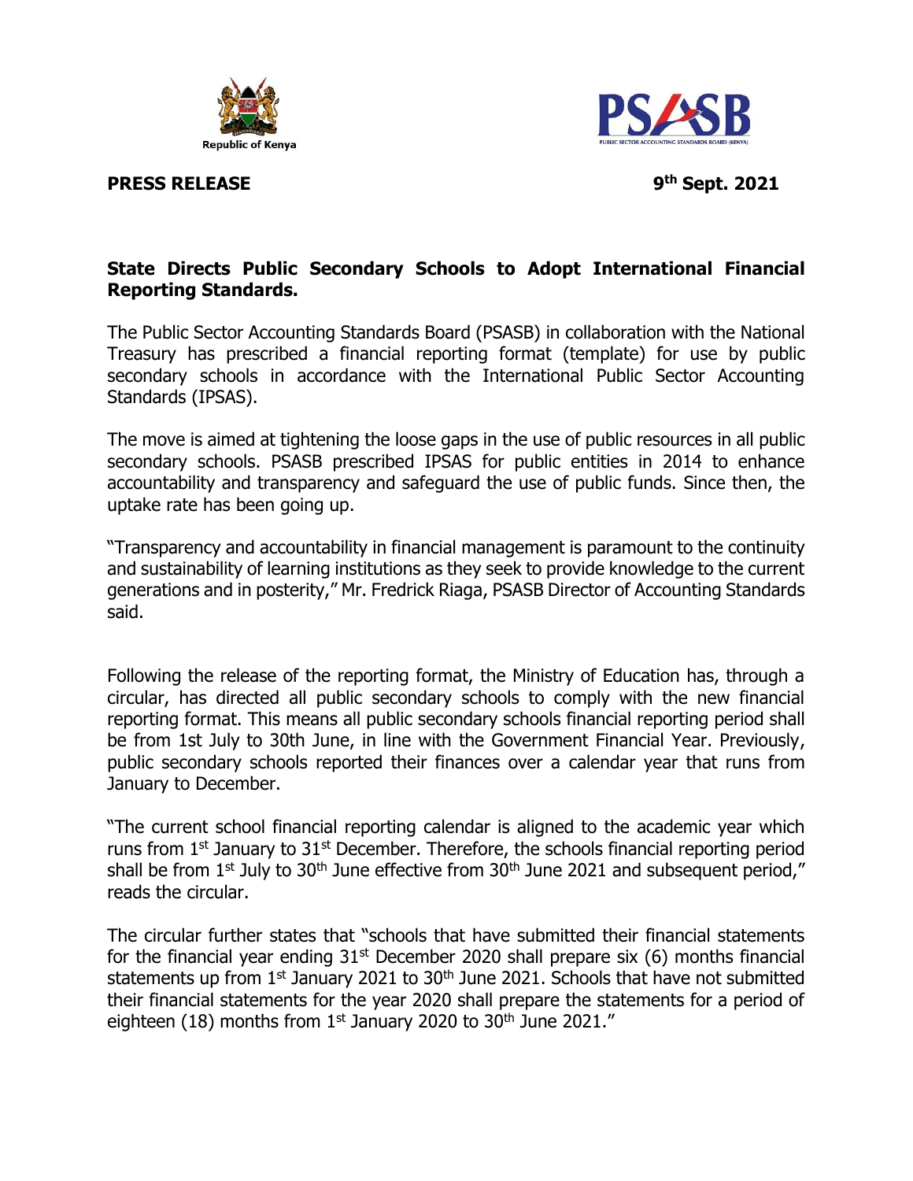Republic of Kenya

PSASB
PUBLIC SECTOR ACCOUNTING STANDARDS BOARD (KENYA)

**PRESS RELEASE** **9th Sept. 2021**

**State Directs Public Secondary Schools to Adopt International Financial Reporting Standards.**

The Public Sector Accounting Standards Board (PSASB) in collaboration with the National Treasury has prescribed a financial reporting format (template) for use by public secondary schools in accordance with the International Public Sector Accounting Standards (IPSAS).

The move is aimed at tightening the loose gaps in the use of public resources in all public secondary schools. PSASB prescribed IPSAS for public entities in 2014 to enhance accountability and transparency and safeguard the use of public funds. Since then, the uptake rate has been going up.

"Transparency and accountability in financial management is paramount to the continuity and sustainability of learning institutions as they seek to provide knowledge to the current generations and in posterity," Mr. Fredrick Riaga, PSASB Director of Accounting Standards said.

Following the release of the reporting format, the Ministry of Education has, through a circular, has directed all public secondary schools to comply with the new financial reporting format. This means all public secondary schools financial reporting period shall be from 1st July to 30th June, in line with the Government Financial Year. Previously, public secondary schools reported their finances over a calendar year that runs from January to December.

"The current school financial reporting calendar is aligned to the academic year which runs from 1st January to 31st December. Therefore, the schools financial reporting period shall be from 1st July to 30th June effective from 30th June 2021 and subsequent period," reads the circular.

The circular further states that "schools that have submitted their financial statements for the financial year ending 31st December 2020 shall prepare six (6) months financial statements up from 1st January 2021 to 30th June 2021. Schools that have not submitted their financial statements for the year 2020 shall prepare the statements for a period of eighteen (18) months from 1st January 2020 to 30th June 2021."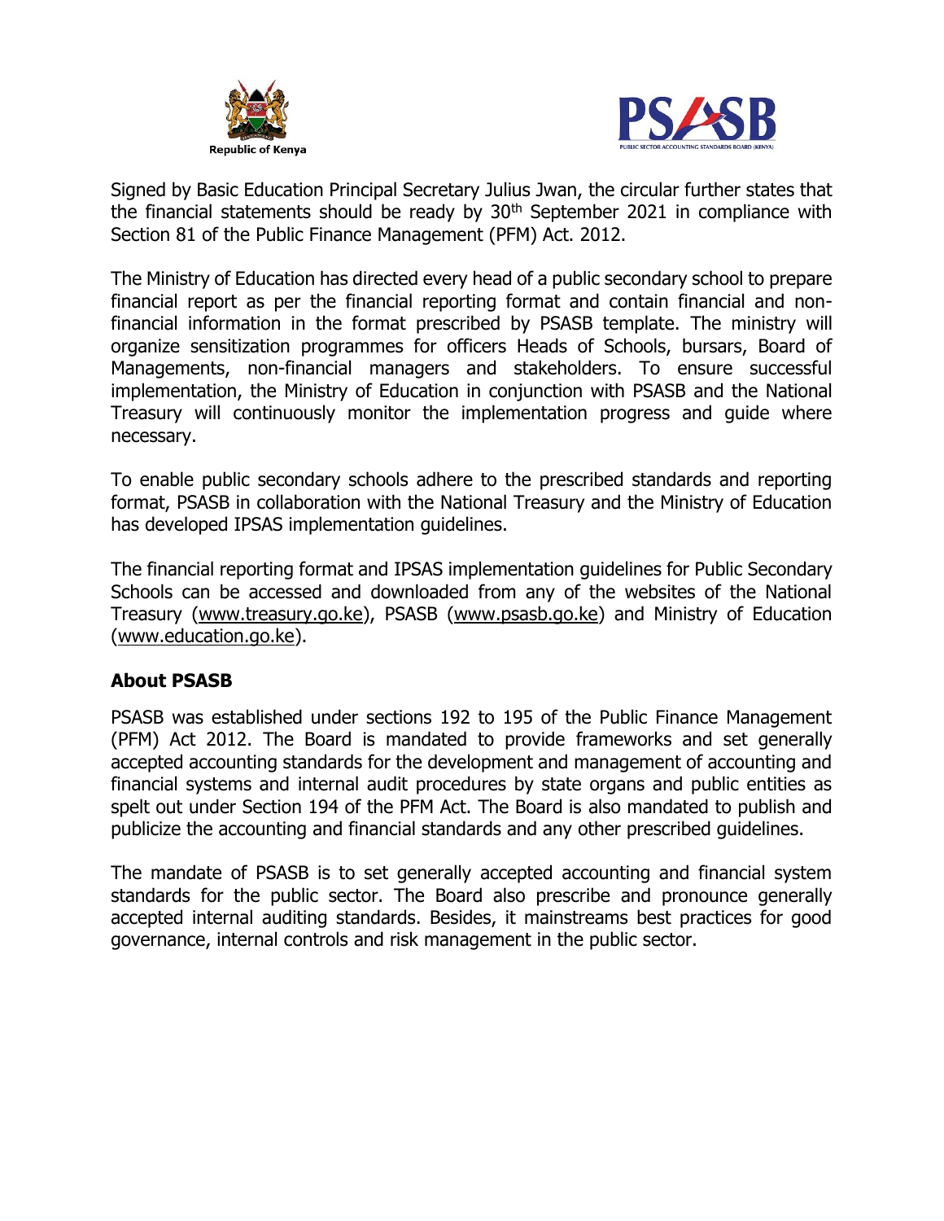Signed by Basic Education Principal Secretary Julius Jwan, the circular further states that the financial statements should be ready by 30th September 2021 in compliance with Section 81 of the Public Finance Management (PFM) Act. 2012.

The Ministry of Education has directed every head of a public secondary school to prepare financial report as per the financial reporting format and contain financial and non-financial information in the format prescribed by PSASB template. The ministry will organize sensitization programmes for officers Heads of Schools, bursars, Board of Managements, non-financial managers and stakeholders. To ensure successful implementation, the Ministry of Education in conjunction with PSASB and the National Treasury will continuously monitor the implementation progress and guide where necessary.

To enable public secondary schools adhere to the prescribed standards and reporting format, PSASB in collaboration with the National Treasury and the Ministry of Education has developed IPSAS implementation guidelines.

The financial reporting format and IPSAS implementation guidelines for Public Secondary Schools can be accessed and downloaded from any of the websites of the National Treasury (www.treasury.go.ke), PSASB (www.psasb.go.ke) and Ministry of Education (www.education.go.ke).

**About PSASB**

PSASB was established under sections 192 to 195 of the Public Finance Management (PFM) Act 2012. The Board is mandated to provide frameworks and set generally accepted accounting standards for the development and management of accounting and financial systems and internal audit procedures by state organs and public entities as spelt out under Section 194 of the PFM Act. The Board is also mandated to publish and publicize the accounting and financial standards and any other prescribed guidelines.

The mandate of PSASB is to set generally accepted accounting and financial system standards for the public sector. The Board also prescribe and pronounce generally accepted internal auditing standards. Besides, it mainstreams best practices for good governance, internal controls and risk management in the public sector.